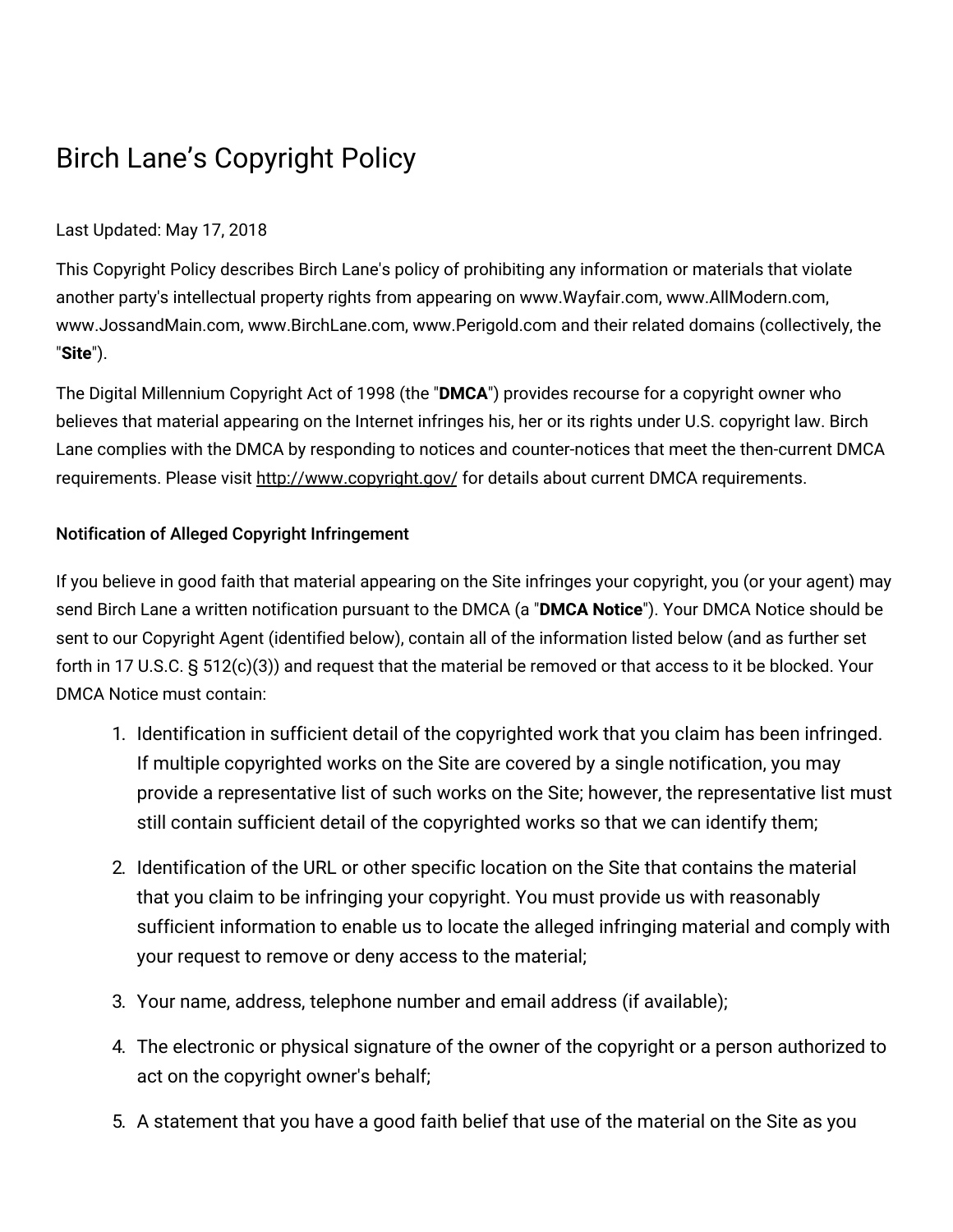# Birch Lane's Copyright Policy

Last Updated: May 17, 2018

This Copyright Policy describes Birch Lane's policy of prohibiting any information or materials that violate another party's intellectual property rights from appearing on www.Wayfair.com, www.AllModern.com, www.JossandMain.com, www.BirchLane.com, www.Perigold.com and their related domains (collectively, the "**Site**").

The Digital Millennium Copyright Act of 1998 (the "**DMCA**") provides recourse for a copyright owner who believes that material appearing on the Internet infringes his, her or its rights under U.S. copyright law. Birch Lane complies with the DMCA by responding to notices and counter-notices that meet the then-current DMCA requirements. Please visit http://www.copyright.gov/ for details about current DMCA requirements.

### Notification of Alleged Copyright Infringement

If you believe in good faith that material appearing on the Site infringes your copyright, you (or your agent) may send Birch Lane a written notification pursuant to the DMCA (a "**DMCA Notice**"). Your DMCA Notice should be sent to our Copyright Agent (identified below), contain all of the information listed below (and as further set forth in 17 U.S.C. § 512(c)(3)) and request that the material be removed or that access to it be blocked. Your DMCA Notice must contain:

1. Identification in sufficient detail of the copyrighted work that you claim has been infringed. If multiple copyrighted works on the Site are covered by a single notification, you may provide a representative list of such works on the Site; however, the representative list must still contain sufficient detail of the copyrighted works so that we can identify them;
2. Identification of the URL or other specific location on the Site that contains the material that you claim to be infringing your copyright. You must provide us with reasonably sufficient information to enable us to locate the alleged infringing material and comply with your request to remove or deny access to the material;
3. Your name, address, telephone number and email address (if available);
4. The electronic or physical signature of the owner of the copyright or a person authorized to act on the copyright owner's behalf;
5. A statement that you have a good faith belief that use of the material on the Site as you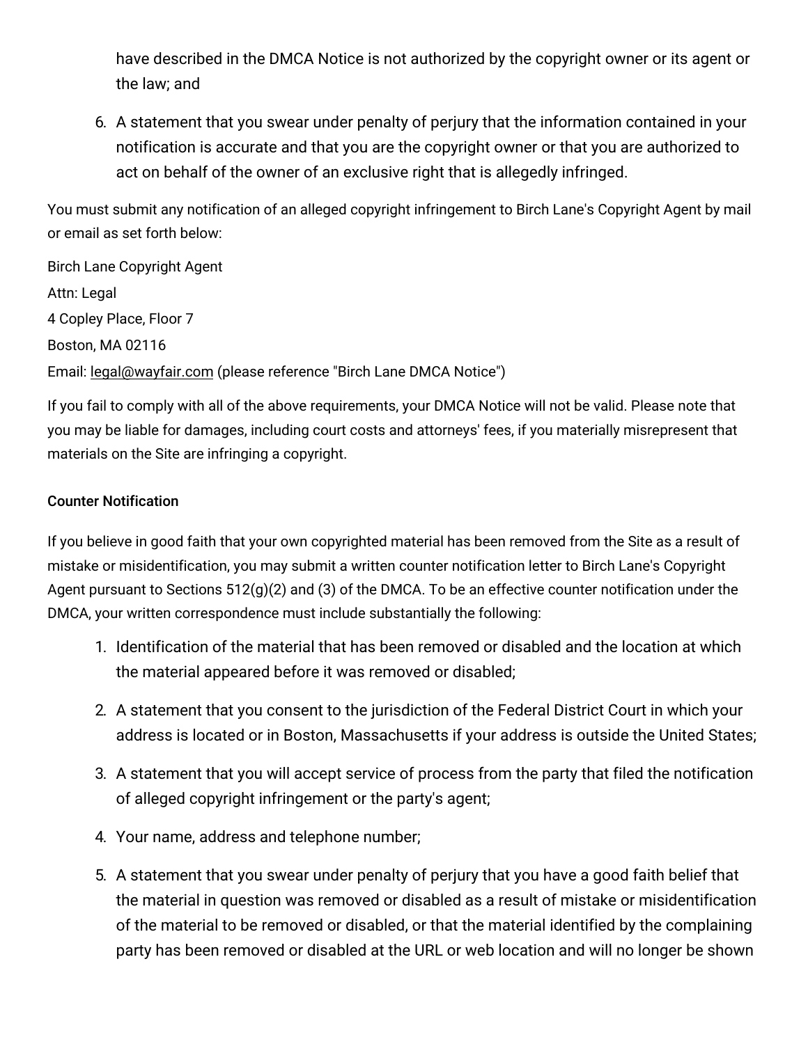have described in the DMCA Notice is not authorized by the copyright owner or its agent or the law; and

6. A statement that you swear under penalty of perjury that the information contained in your notification is accurate and that you are the copyright owner or that you are authorized to act on behalf of the owner of an exclusive right that is allegedly infringed.

You must submit any notification of an alleged copyright infringement to Birch Lane's Copyright Agent by mail or email as set forth below:

Birch Lane Copyright Agent

Attn: Legal

4 Copley Place, Floor 7

Boston, MA 02116

Email: legal@wayfair.com (please reference "Birch Lane DMCA Notice")

If you fail to comply with all of the above requirements, your DMCA Notice will not be valid. Please note that you may be liable for damages, including court costs and attorneys' fees, if you materially misrepresent that materials on the Site are infringing a copyright.

**Counter Notification**

If you believe in good faith that your own copyrighted material has been removed from the Site as a result of mistake or misidentification, you may submit a written counter notification letter to Birch Lane's Copyright Agent pursuant to Sections 512(g)(2) and (3) of the DMCA. To be an effective counter notification under the DMCA, your written correspondence must include substantially the following:

1. Identification of the material that has been removed or disabled and the location at which the material appeared before it was removed or disabled;
2. A statement that you consent to the jurisdiction of the Federal District Court in which your address is located or in Boston, Massachusetts if your address is outside the United States;
3. A statement that you will accept service of process from the party that filed the notification of alleged copyright infringement or the party's agent;
4. Your name, address and telephone number;
5. A statement that you swear under penalty of perjury that you have a good faith belief that the material in question was removed or disabled as a result of mistake or misidentification of the material to be removed or disabled, or that the material identified by the complaining party has been removed or disabled at the URL or web location and will no longer be shown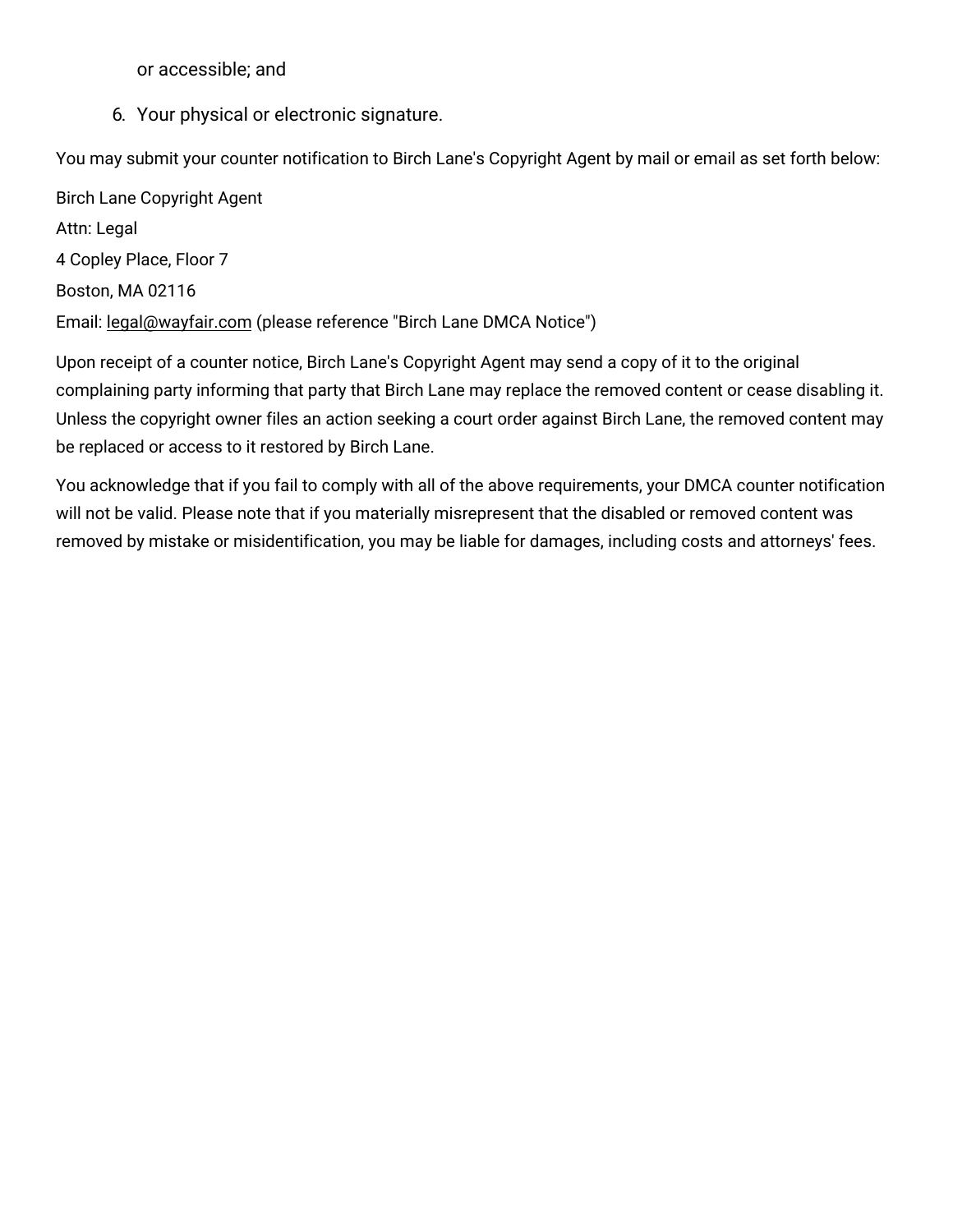or accessible; and

6. Your physical or electronic signature.

You may submit your counter notification to Birch Lane's Copyright Agent by mail or email as set forth below:

Birch Lane Copyright Agent

Attn: Legal

4 Copley Place, Floor 7

Boston, MA 02116

Email: legal@wayfair.com (please reference "Birch Lane DMCA Notice")

Upon receipt of a counter notice, Birch Lane's Copyright Agent may send a copy of it to the original complaining party informing that party that Birch Lane may replace the removed content or cease disabling it. Unless the copyright owner files an action seeking a court order against Birch Lane, the removed content may be replaced or access to it restored by Birch Lane.

You acknowledge that if you fail to comply with all of the above requirements, your DMCA counter notification will not be valid. Please note that if you materially misrepresent that the disabled or removed content was removed by mistake or misidentification, you may be liable for damages, including costs and attorneys' fees.